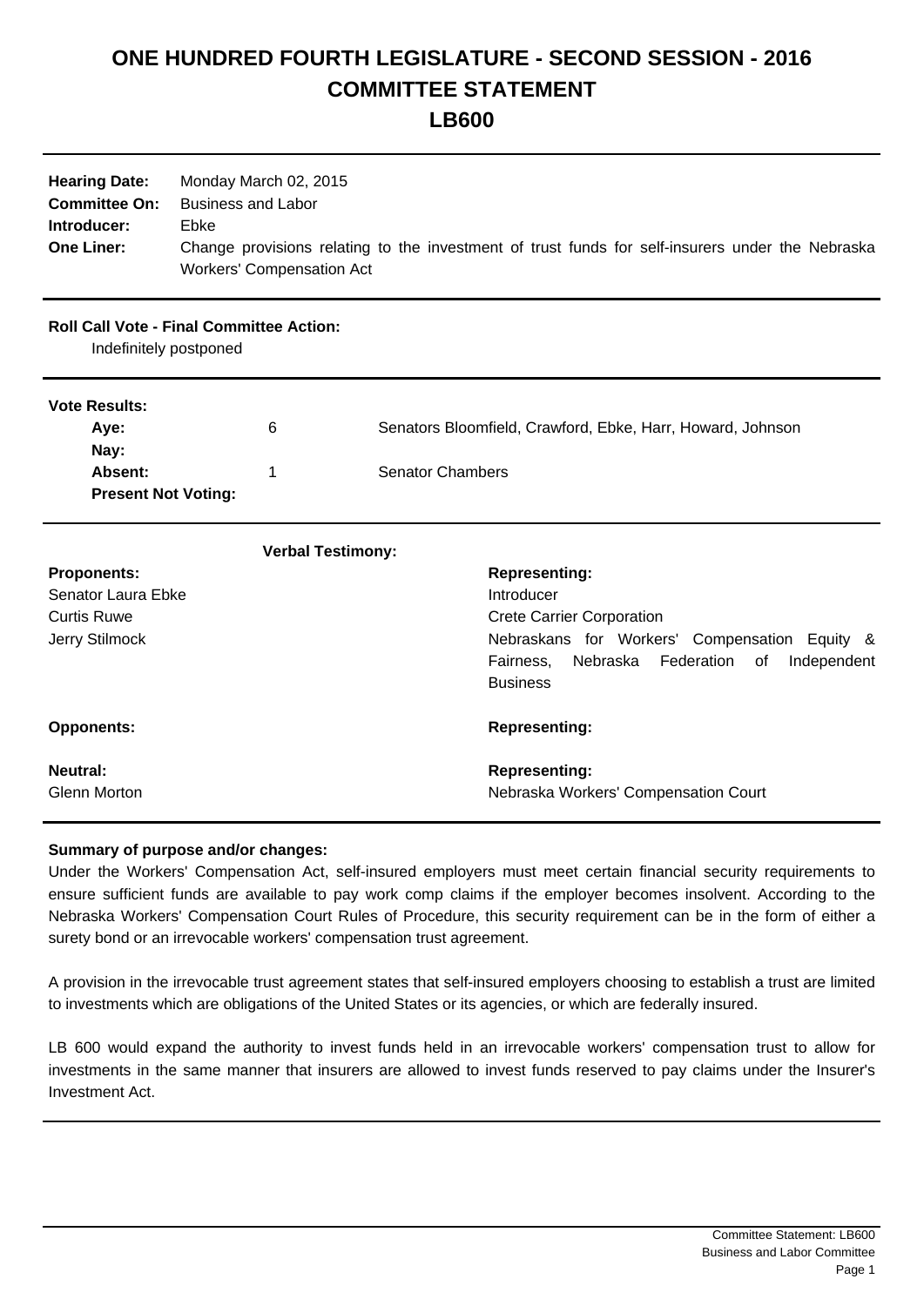# ONE HUNDRED FOURTH LEGISLATURE - SECOND SESSION - 2016
# COMMITTEE STATEMENT
# LB600

**Hearing Date:** Monday March 02, 2015
**Committee On:** Business and Labor
**Introducer:** Ebke
**One Liner:** Change provisions relating to the investment of trust funds for self-insurers under the Nebraska Workers' Compensation Act

**Roll Call Vote - Final Committee Action:**
Indefinitely postponed

**Vote Results:**

| | | |
|---|---|---|
| **Aye:** | 6 | Senators Bloomfield, Crawford, Ebke, Harr, Howard, Johnson |
| **Nay:** | | |
| **Absent:** | 1 | Senator Chambers |
| **Present Not Voting:** | | |

**Verbal Testimony:**

| **Proponents:** | **Representing:** |
|---|---|
| Senator Laura Ebke | Introducer |
| Curtis Ruwe | Crete Carrier Corporation |
| Jerry Stilmock | Nebraskans for Workers' Compensation Equity & Fairness, Nebraska Federation of Independent Business |
| **Opponents:** | **Representing:** |
| **Neutral:** | **Representing:** |
| Glenn Morton | Nebraska Workers' Compensation Court |

**Summary of purpose and/or changes:**

Under the Workers' Compensation Act, self-insured employers must meet certain financial security requirements to ensure sufficient funds are available to pay work comp claims if the employer becomes insolvent. According to the Nebraska Workers' Compensation Court Rules of Procedure, this security requirement can be in the form of either a surety bond or an irrevocable workers' compensation trust agreement.

A provision in the irrevocable trust agreement states that self-insured employers choosing to establish a trust are limited to investments which are obligations of the United States or its agencies, or which are federally insured.

LB 600 would expand the authority to invest funds held in an irrevocable workers' compensation trust to allow for investments in the same manner that insurers are allowed to invest funds reserved to pay claims under the Insurer's Investment Act.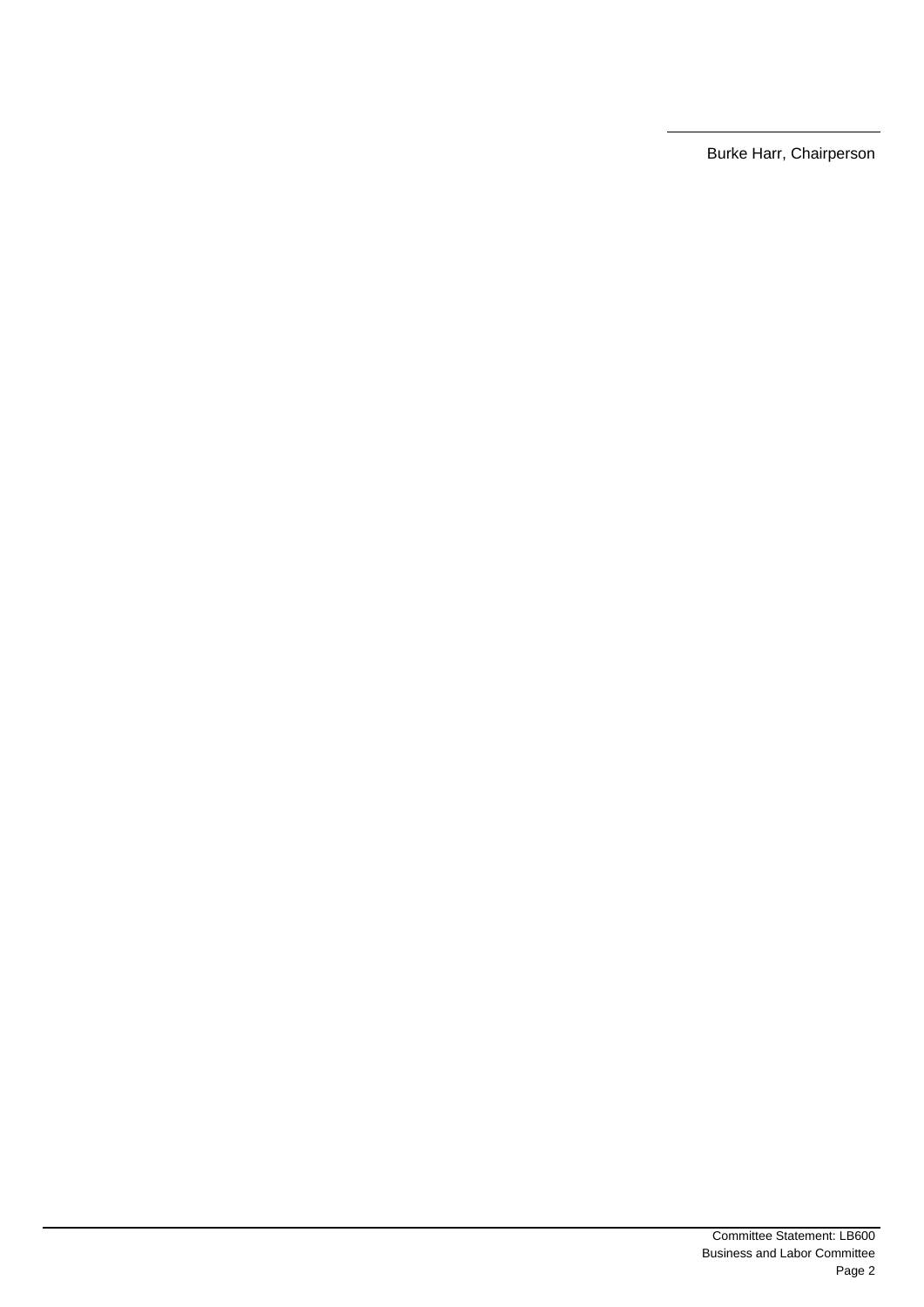Burke Harr, Chairperson